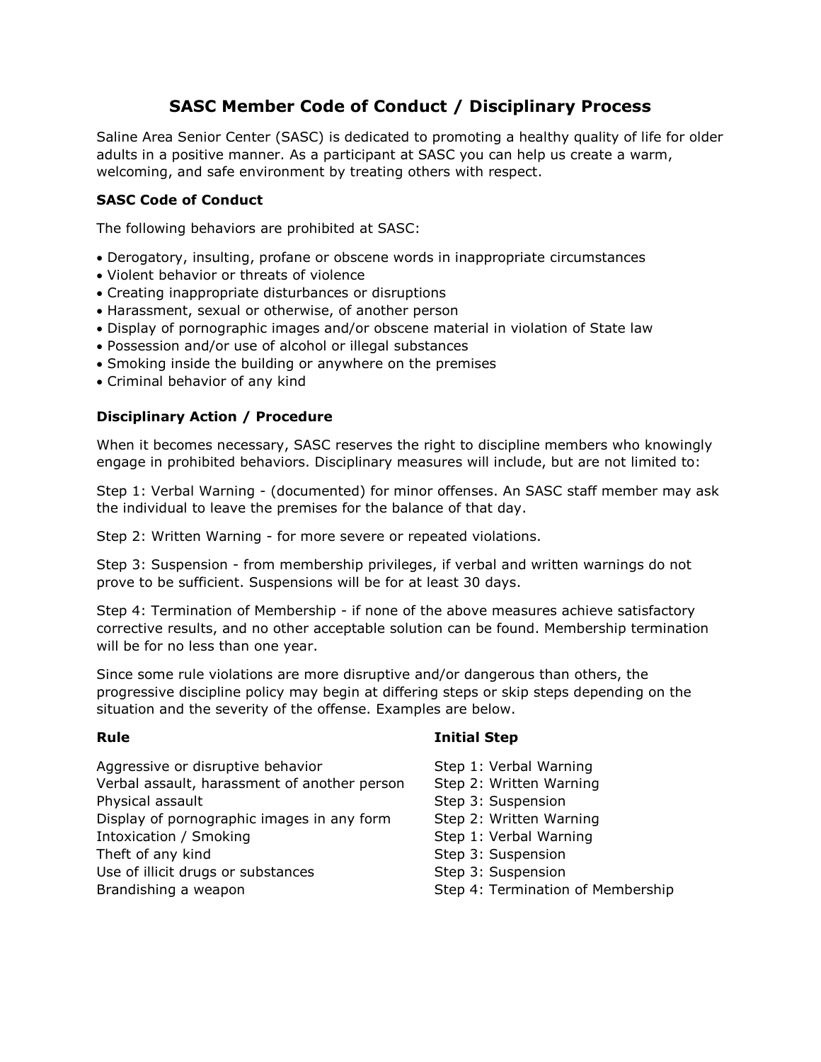# SASC Member Code of Conduct / Disciplinary Process

Saline Area Senior Center (SASC) is dedicated to promoting a healthy quality of life for older adults in a positive manner. As a participant at SASC you can help us create a warm, welcoming, and safe environment by treating others with respect.

### SASC Code of Conduct

The following behaviors are prohibited at SASC:

- Derogatory, insulting, profane or obscene words in inappropriate circumstances
- Violent behavior or threats of violence
- Creating inappropriate disturbances or disruptions
- Harassment, sexual or otherwise, of another person
- Display of pornographic images and/or obscene material in violation of State law
- Possession and/or use of alcohol or illegal substances
- Smoking inside the building or anywhere on the premises
- Criminal behavior of any kind

### Disciplinary Action / Procedure

When it becomes necessary, SASC reserves the right to discipline members who knowingly engage in prohibited behaviors. Disciplinary measures will include, but are not limited to:

Step 1: Verbal Warning - (documented) for minor offenses. An SASC staff member may ask the individual to leave the premises for the balance of that day.

Step 2: Written Warning - for more severe or repeated violations.

Step 3: Suspension - from membership privileges, if verbal and written warnings do not prove to be sufficient. Suspensions will be for at least 30 days.

Step 4: Termination of Membership - if none of the above measures achieve satisfactory corrective results, and no other acceptable solution can be found. Membership termination will be for no less than one year.

Since some rule violations are more disruptive and/or dangerous than others, the progressive discipline policy may begin at differing steps or skip steps depending on the situation and the severity of the offense. Examples are below.

| **Rule** | **Initial Step** |
|---|---|
| Aggressive or disruptive behavior | Step 1: Verbal Warning |
| Verbal assault, harassment of another person | Step 2: Written Warning |
| Physical assault | Step 3: Suspension |
| Display of pornographic images in any form | Step 2: Written Warning |
| Intoxication / Smoking | Step 1: Verbal Warning |
| Theft of any kind | Step 3: Suspension |
| Use of illicit drugs or substances | Step 3: Suspension |
| Brandishing a weapon | Step 4: Termination of Membership |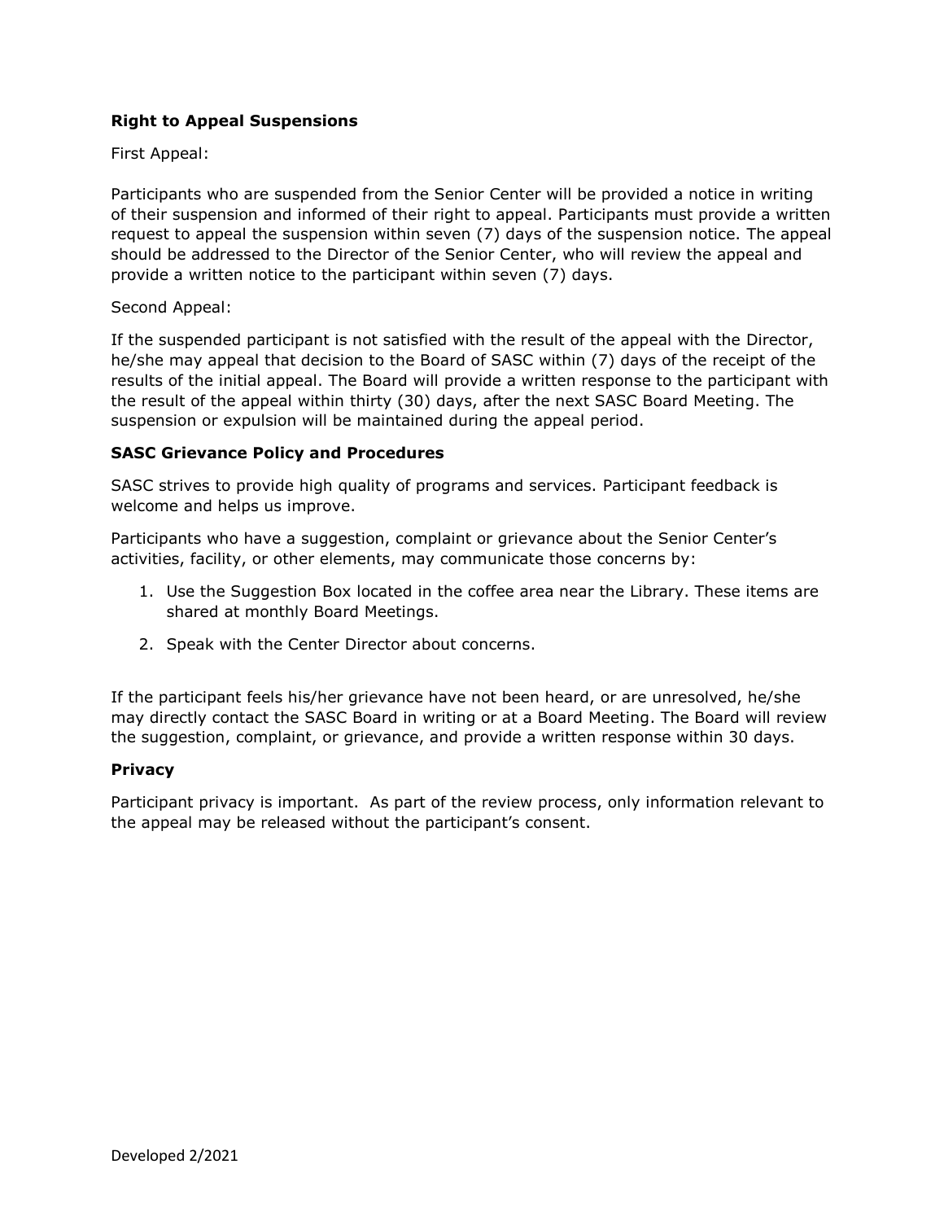### Right to Appeal Suspensions

First Appeal:

Participants who are suspended from the Senior Center will be provided a notice in writing of their suspension and informed of their right to appeal. Participants must provide a written request to appeal the suspension within seven (7) days of the suspension notice. The appeal should be addressed to the Director of the Senior Center, who will review the appeal and provide a written notice to the participant within seven (7) days.

Second Appeal:

If the suspended participant is not satisfied with the result of the appeal with the Director, he/she may appeal that decision to the Board of SASC within (7) days of the receipt of the results of the initial appeal. The Board will provide a written response to the participant with the result of the appeal within thirty (30) days, after the next SASC Board Meeting. The suspension or expulsion will be maintained during the appeal period.

### SASC Grievance Policy and Procedures

SASC strives to provide high quality of programs and services. Participant feedback is welcome and helps us improve.

Participants who have a suggestion, complaint or grievance about the Senior Center's activities, facility, or other elements, may communicate those concerns by:

1. Use the Suggestion Box located in the coffee area near the Library. These items are shared at monthly Board Meetings.
2. Speak with the Center Director about concerns.

If the participant feels his/her grievance have not been heard, or are unresolved, he/she may directly contact the SASC Board in writing or at a Board Meeting. The Board will review the suggestion, complaint, or grievance, and provide a written response within 30 days.

### Privacy

Participant privacy is important. As part of the review process, only information relevant to the appeal may be released without the participant's consent.

Developed 2/2021